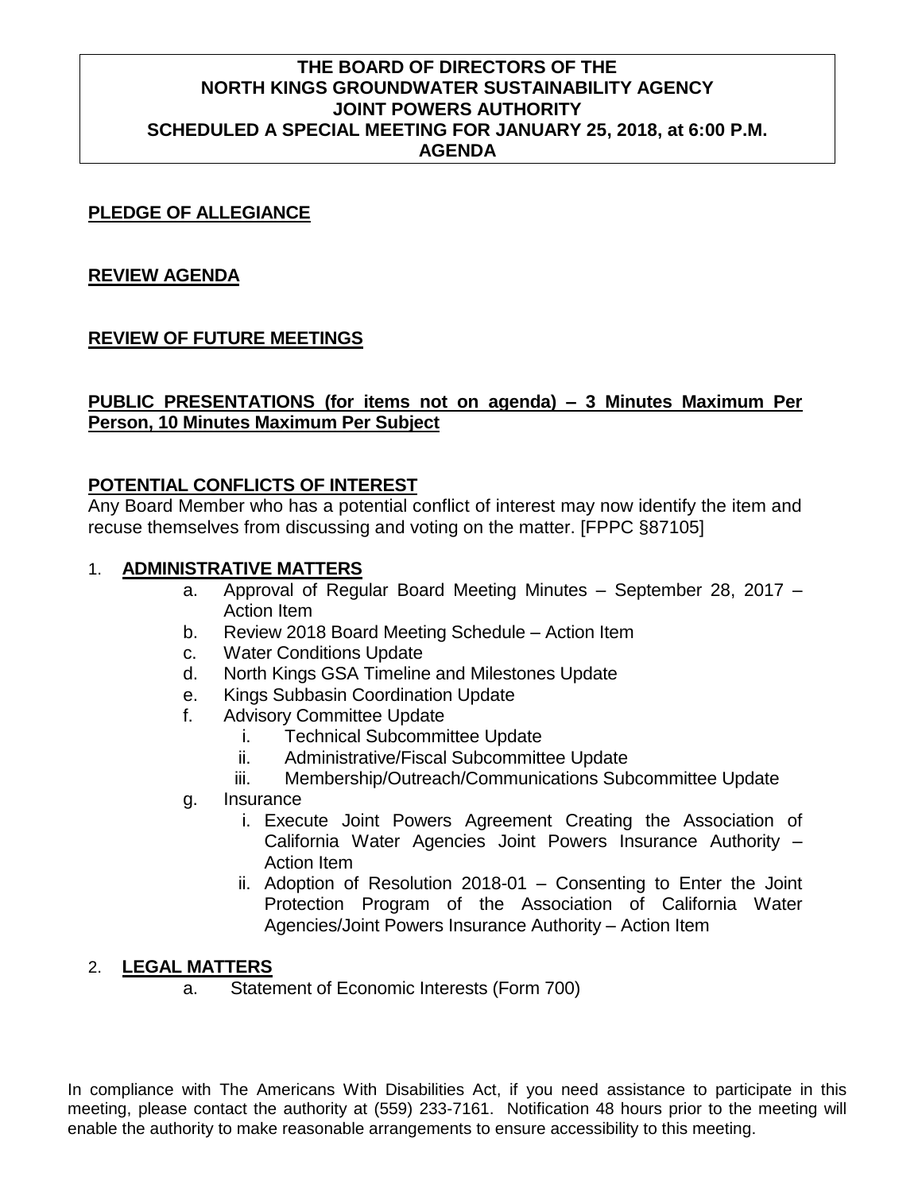# THE BOARD OF DIRECTORS OF THE NORTH KINGS GROUNDWATER SUSTAINABILITY AGENCY JOINT POWERS AUTHORITY SCHEDULED A SPECIAL MEETING FOR JANUARY 25, 2018, at 6:00 P.M. AGENDA

## PLEDGE OF ALLEGIANCE

## REVIEW AGENDA

## REVIEW OF FUTURE MEETINGS

## PUBLIC PRESENTATIONS (for items not on agenda) – 3 Minutes Maximum Per Person, 10 Minutes Maximum Per Subject

## POTENTIAL CONFLICTS OF INTEREST

Any Board Member who has a potential conflict of interest may now identify the item and recuse themselves from discussing and voting on the matter. [FPPC §87105]

1. **ADMINISTRATIVE MATTERS**
    - a. Approval of Regular Board Meeting Minutes – September 28, 2017 – Action Item
    - b. Review 2018 Board Meeting Schedule – Action Item
    - c. Water Conditions Update
    - d. North Kings GSA Timeline and Milestones Update
    - e. Kings Subbasin Coordination Update
    - f. Advisory Committee Update
        - i. Technical Subcommittee Update
        - ii. Administrative/Fiscal Subcommittee Update
        - iii. Membership/Outreach/Communications Subcommittee Update
    - g. Insurance
        - i. Execute Joint Powers Agreement Creating the Association of California Water Agencies Joint Powers Insurance Authority – Action Item
        - ii. Adoption of Resolution 2018-01 – Consenting to Enter the Joint Protection Program of the Association of California Water Agencies/Joint Powers Insurance Authority – Action Item

2. **LEGAL MATTERS**
    - a. Statement of Economic Interests (Form 700)

In compliance with The Americans With Disabilities Act, if you need assistance to participate in this meeting, please contact the authority at (559) 233-7161. Notification 48 hours prior to the meeting will enable the authority to make reasonable arrangements to ensure accessibility to this meeting.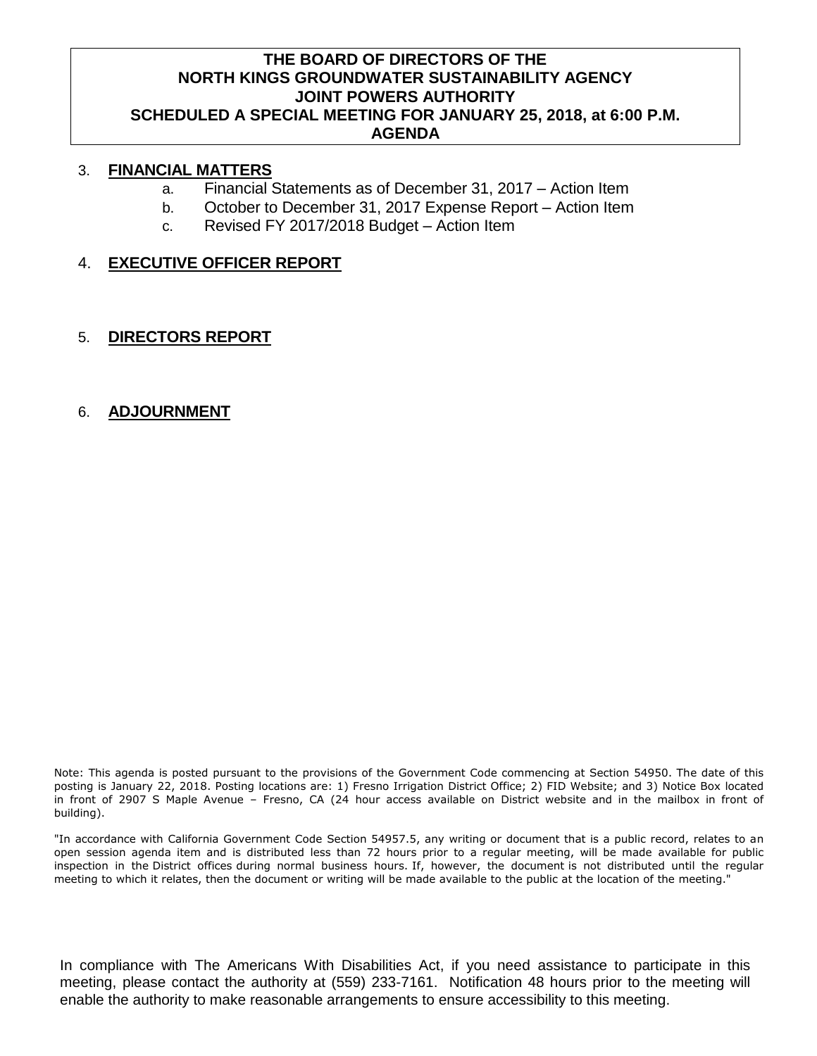**THE BOARD OF DIRECTORS OF THE**
**NORTH KINGS GROUNDWATER SUSTAINABILITY AGENCY**
**JOINT POWERS AUTHORITY**
**SCHEDULED A SPECIAL MEETING FOR JANUARY 25, 2018, at 6:00 P.M.**
**AGENDA**

3. **FINANCIAL MATTERS**
   a. Financial Statements as of December 31, 2017 – Action Item
   b. October to December 31, 2017 Expense Report – Action Item
   c. Revised FY 2017/2018 Budget – Action Item

4. **EXECUTIVE OFFICER REPORT**

5. **DIRECTORS REPORT**

6. **ADJOURNMENT**

Note: This agenda is posted pursuant to the provisions of the Government Code commencing at Section 54950. The date of this posting is January 22, 2018. Posting locations are: 1) Fresno Irrigation District Office; 2) FID Website; and 3) Notice Box located in front of 2907 S Maple Avenue – Fresno, CA (24 hour access available on District website and in the mailbox in front of building).

"In accordance with California Government Code Section 54957.5, any writing or document that is a public record, relates to an open session agenda item and is distributed less than 72 hours prior to a regular meeting, will be made available for public inspection in the District offices during normal business hours. If, however, the document is not distributed until the regular meeting to which it relates, then the document or writing will be made available to the public at the location of the meeting."

In compliance with The Americans With Disabilities Act, if you need assistance to participate in this meeting, please contact the authority at (559) 233-7161. Notification 48 hours prior to the meeting will enable the authority to make reasonable arrangements to ensure accessibility to this meeting.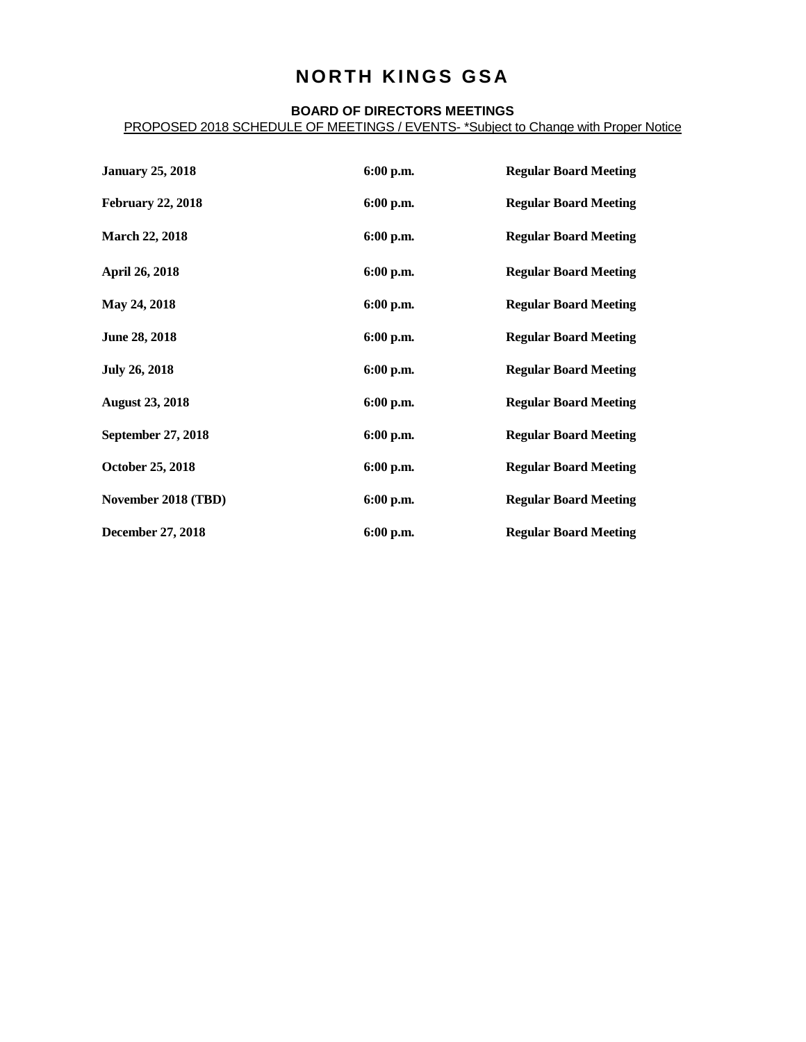# NORTH KINGS GSA

**BOARD OF DIRECTORS MEETINGS**

PROPOSED 2018 SCHEDULE OF MEETINGS / EVENTS- *Subject to Change with Proper Notice

| | | |
|---|---|---|
| **January 25, 2018** | **6:00 p.m.** | **Regular Board Meeting** |
| **February 22, 2018** | **6:00 p.m.** | **Regular Board Meeting** |
| **March 22, 2018** | **6:00 p.m.** | **Regular Board Meeting** |
| **April 26, 2018** | **6:00 p.m.** | **Regular Board Meeting** |
| **May 24, 2018** | **6:00 p.m.** | **Regular Board Meeting** |
| **June 28, 2018** | **6:00 p.m.** | **Regular Board Meeting** |
| **July 26, 2018** | **6:00 p.m.** | **Regular Board Meeting** |
| **August 23, 2018** | **6:00 p.m.** | **Regular Board Meeting** |
| **September 27, 2018** | **6:00 p.m.** | **Regular Board Meeting** |
| **October 25, 2018** | **6:00 p.m.** | **Regular Board Meeting** |
| **November 2018 (TBD)** | **6:00 p.m.** | **Regular Board Meeting** |
| **December 27, 2018** | **6:00 p.m.** | **Regular Board Meeting** |